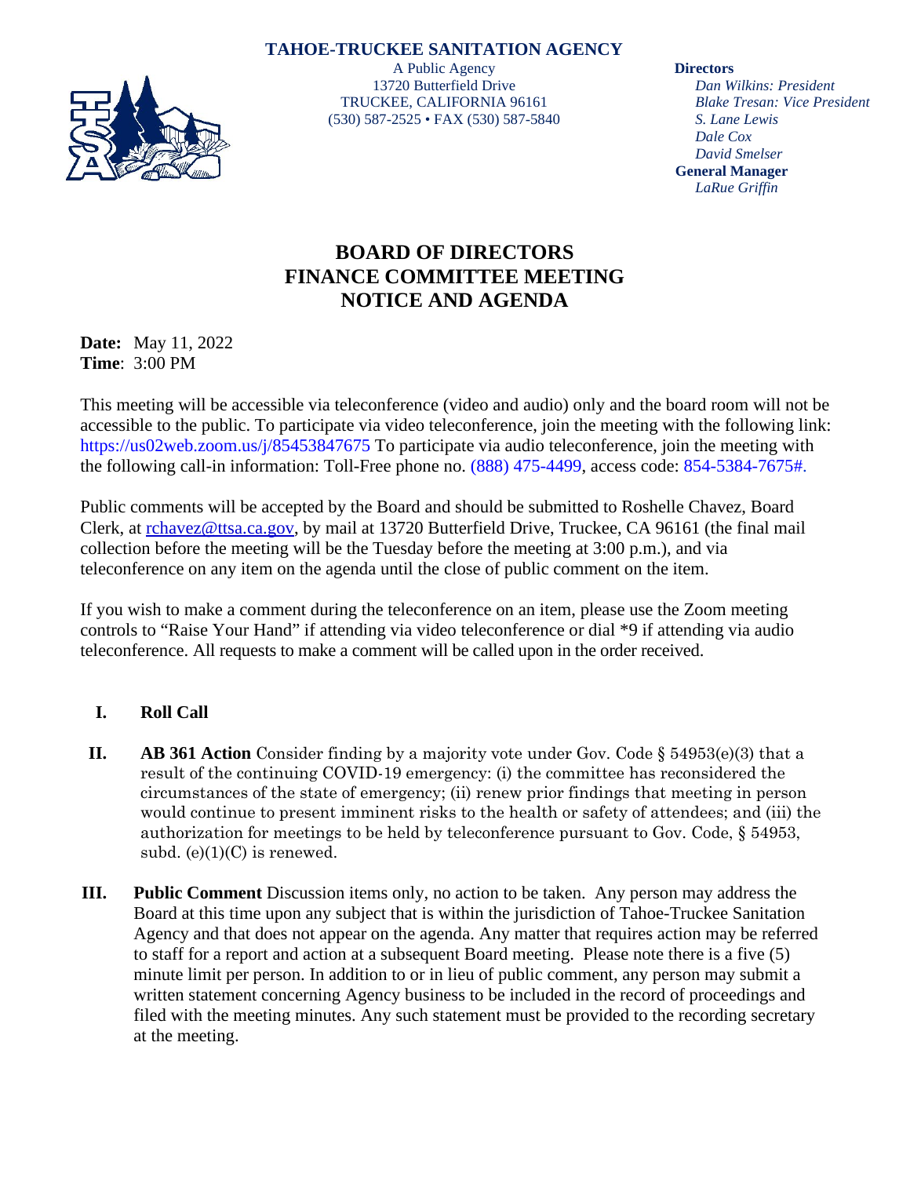**TAHOE-TRUCKEE SANITATION AGENCY**

A Public Agency
13720 Butterfield Drive
TRUCKEE, CALIFORNIA 96161
(530) 587-2525 • FAX (530) 587-5840

**Directors**
*Dan Wilkins: President*
*Blake Tresan: Vice President*
*S. Lane Lewis*
*Dale Cox*
*David Smelser*
**General Manager**
*LaRue Griffin*

# BOARD OF DIRECTORS
# FINANCE COMMITTEE MEETING
# NOTICE AND AGENDA

**Date:** May 11, 2022
**Time**: 3:00 PM

This meeting will be accessible via teleconference (video and audio) only and the board room will not be accessible to the public. To participate via video teleconference, join the meeting with the following link: https://us02web.zoom.us/j/85453847675 To participate via audio teleconference, join the meeting with the following call-in information: Toll-Free phone no. (888) 475-4499, access code: 854-5384-7675#.

Public comments will be accepted by the Board and should be submitted to Roshelle Chavez, Board Clerk, at rchavez@ttsa.ca.gov, by mail at 13720 Butterfield Drive, Truckee, CA 96161 (the final mail collection before the meeting will be the Tuesday before the meeting at 3:00 p.m.), and via teleconference on any item on the agenda until the close of public comment on the item.

If you wish to make a comment during the teleconference on an item, please use the Zoom meeting controls to "Raise Your Hand" if attending via video teleconference or dial *9 if attending via audio teleconference. All requests to make a comment will be called upon in the order received.

**I. Roll Call**

**II. AB 361 Action** Consider finding by a majority vote under Gov. Code § 54953(e)(3) that a result of the continuing COVID-19 emergency: (i) the committee has reconsidered the circumstances of the state of emergency; (ii) renew prior findings that meeting in person would continue to present imminent risks to the health or safety of attendees; and (iii) the authorization for meetings to be held by teleconference pursuant to Gov. Code, § 54953, subd. (e)(1)(C) is renewed.

**III. Public Comment** Discussion items only, no action to be taken. Any person may address the Board at this time upon any subject that is within the jurisdiction of Tahoe-Truckee Sanitation Agency and that does not appear on the agenda. Any matter that requires action may be referred to staff for a report and action at a subsequent Board meeting. Please note there is a five (5) minute limit per person. In addition to or in lieu of public comment, any person may submit a written statement concerning Agency business to be included in the record of proceedings and filed with the meeting minutes. Any such statement must be provided to the recording secretary at the meeting.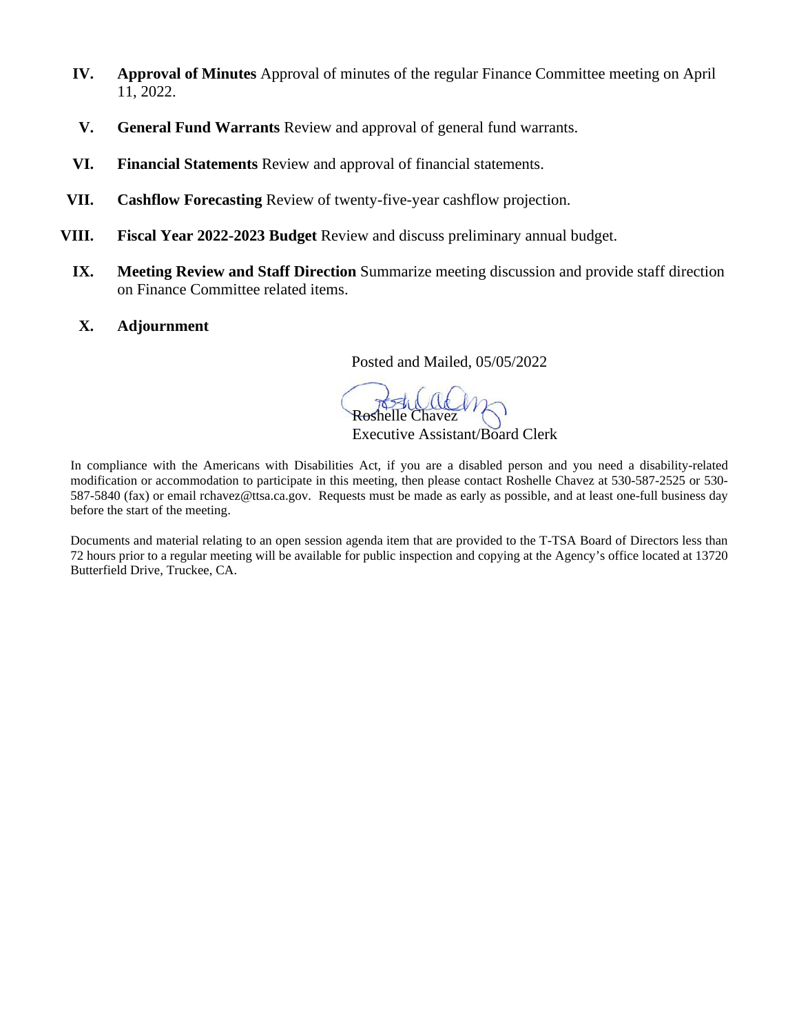IV. **Approval of Minutes** Approval of minutes of the regular Finance Committee meeting on April 11, 2022.

V. **General Fund Warrants** Review and approval of general fund warrants.

VI. **Financial Statements** Review and approval of financial statements.

VII. **Cashflow Forecasting** Review of twenty-five-year cashflow projection.

VIII. **Fiscal Year 2022-2023 Budget** Review and discuss preliminary annual budget.

IX. **Meeting Review and Staff Direction** Summarize meeting discussion and provide staff direction on Finance Committee related items.

X. **Adjournment**

Posted and Mailed, 05/05/2022

Roshelle Chavez
Executive Assistant/Board Clerk

In compliance with the Americans with Disabilities Act, if you are a disabled person and you need a disability-related modification or accommodation to participate in this meeting, then please contact Roshelle Chavez at 530-587-2525 or 530-587-5840 (fax) or email rchavez@ttsa.ca.gov. Requests must be made as early as possible, and at least one-full business day before the start of the meeting.

Documents and material relating to an open session agenda item that are provided to the T-TSA Board of Directors less than 72 hours prior to a regular meeting will be available for public inspection and copying at the Agency's office located at 13720 Butterfield Drive, Truckee, CA.